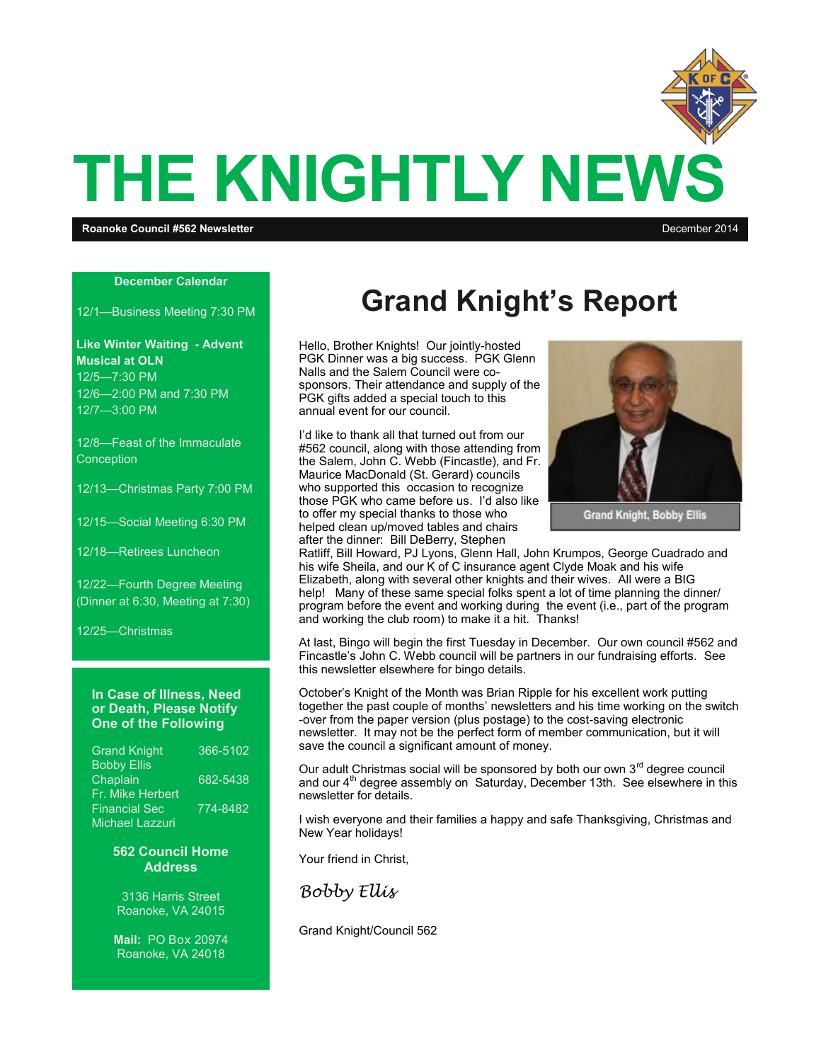# THE KNIGHTLY NEWS

**Roanoke Council #562 Newsletter** December 2014

**December Calendar**

12/1—Business Meeting 7:30 PM

**Like Winter Waiting - Advent Musical at OLN**
12/5—7:30 PM
12/6—2:00 PM and 7:30 PM
12/7—3:00 PM

12/8—Feast of the Immaculate Conception

12/13—Christmas Party 7:00 PM

12/15—Social Meeting 6:30 PM

12/18—Retirees Luncheon

12/22—Fourth Degree Meeting (Dinner at 6:30, Meeting at 7:30)

12/25—Christmas

**In Case of Illness, Need or Death, Please Notify One of the Following**

| | |
|---|---|
| Grand Knight Bobby Ellis | 366-5102 |
| Chaplain Fr. Mike Herbert | 682-5438 |
| Financial Sec Michael Lazzuri | 774-8482 |

**562 Council Home Address**

3136 Harris Street
Roanoke, VA 24015

**Mail:** PO Box 20974
Roanoke, VA 24018

## Grand Knight's Report

Grand Knight, Bobby Ellis

Hello, Brother Knights! Our jointly-hosted PGK Dinner was a big success. PGK Glenn Nalls and the Salem Council were co-sponsors. Their attendance and supply of the PGK gifts added a special touch to this annual event for our council.

I'd like to thank all that turned out from our #562 council, along with those attending from the Salem, John C. Webb (Fincastle), and Fr. Maurice MacDonald (St. Gerard) councils who supported this occasion to recognize those PGK who came before us. I'd also like to offer my special thanks to those who helped clean up/moved tables and chairs after the dinner: Bill DeBerry, Stephen Ratliff, Bill Howard, PJ Lyons, Glenn Hall, John Krumpos, George Cuadrado and his wife Sheila, and our K of C insurance agent Clyde Moak and his wife Elizabeth, along with several other knights and their wives. All were a BIG help! Many of these same special folks spent a lot of time planning the dinner/program before the event and working during the event (i.e., part of the program and working the club room) to make it a hit. Thanks!

At last, Bingo will begin the first Tuesday in December. Our own council #562 and Fincastle's John C. Webb council will be partners in our fundraising efforts. See this newsletter elsewhere for bingo details.

October's Knight of the Month was Brian Ripple for his excellent work putting together the past couple of months' newsletters and his time working on the switch-over from the paper version (plus postage) to the cost-saving electronic newsletter. It may not be the perfect form of member communication, but it will save the council a significant amount of money.

Our adult Christmas social will be sponsored by both our own 3rd degree council and our 4th degree assembly on Saturday, December 13th. See elsewhere in this newsletter for details.

I wish everyone and their families a happy and safe Thanksgiving, Christmas and New Year holidays!

Your friend in Christ,

*Bobby Ellis*

Grand Knight/Council 562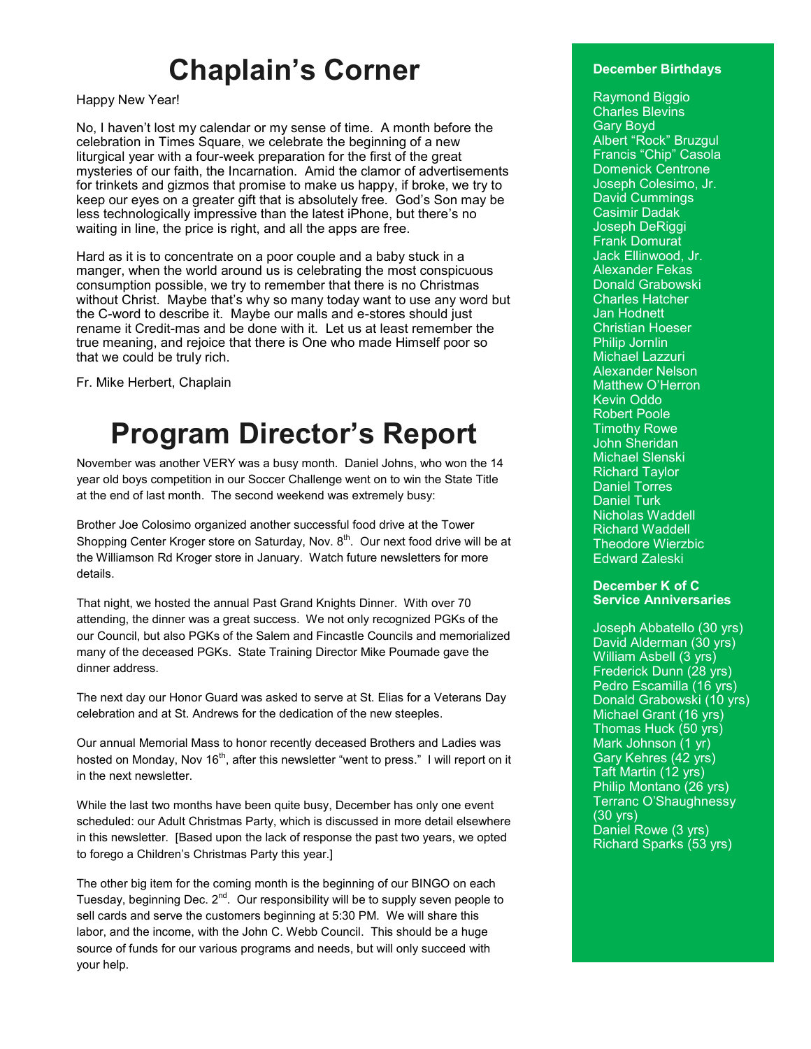# Chaplain's Corner

Happy New Year!

No, I haven't lost my calendar or my sense of time. A month before the celebration in Times Square, we celebrate the beginning of a new liturgical year with a four-week preparation for the first of the great mysteries of our faith, the Incarnation. Amid the clamor of advertisements for trinkets and gizmos that promise to make us happy, if broke, we try to keep our eyes on a greater gift that is absolutely free. God's Son may be less technologically impressive than the latest iPhone, but there's no waiting in line, the price is right, and all the apps are free.

Hard as it is to concentrate on a poor couple and a baby stuck in a manger, when the world around us is celebrating the most conspicuous consumption possible, we try to remember that there is no Christmas without Christ. Maybe that's why so many today want to use any word but the C-word to describe it. Maybe our malls and e-stores should just rename it Credit-mas and be done with it. Let us at least remember the true meaning, and rejoice that there is One who made Himself poor so that we could be truly rich.

Fr. Mike Herbert, Chaplain

# Program Director's Report

November was another VERY was a busy month. Daniel Johns, who won the 14 year old boys competition in our Soccer Challenge went on to win the State Title at the end of last month. The second weekend was extremely busy:

Brother Joe Colosimo organized another successful food drive at the Tower Shopping Center Kroger store on Saturday, Nov. 8th. Our next food drive will be at the Williamson Rd Kroger store in January. Watch future newsletters for more details.

That night, we hosted the annual Past Grand Knights Dinner. With over 70 attending, the dinner was a great success. We not only recognized PGKs of the our Council, but also PGKs of the Salem and Fincastle Councils and memorialized many of the deceased PGKs. State Training Director Mike Poumade gave the dinner address.

The next day our Honor Guard was asked to serve at St. Elias for a Veterans Day celebration and at St. Andrews for the dedication of the new steeples.

Our annual Memorial Mass to honor recently deceased Brothers and Ladies was hosted on Monday, Nov 16th, after this newsletter "went to press." I will report on it in the next newsletter.

While the last two months have been quite busy, December has only one event scheduled: our Adult Christmas Party, which is discussed in more detail elsewhere in this newsletter. [Based upon the lack of response the past two years, we opted to forego a Children's Christmas Party this year.]

The other big item for the coming month is the beginning of our BINGO on each Tuesday, beginning Dec. 2nd. Our responsibility will be to supply seven people to sell cards and serve the customers beginning at 5:30 PM. We will share this labor, and the income, with the John C. Webb Council. This should be a huge source of funds for our various programs and needs, but will only succeed with your help.

**December Birthdays**

Raymond Biggio
Charles Blevins
Gary Boyd
Albert "Rock" Bruzgul
Francis "Chip" Casola
Domenick Centrone
Joseph Colesimo, Jr.
David Cummings
Casimir Dadak
Joseph DeRiggi
Frank Domurat
Jack Ellinwood, Jr.
Alexander Fekas
Donald Grabowski
Charles Hatcher
Jan Hodnett
Christian Hoeser
Philip Jornlin
Michael Lazzuri
Alexander Nelson
Matthew O'Herron
Kevin Oddo
Robert Poole
Timothy Rowe
John Sheridan
Michael Slenski
Richard Taylor
Daniel Torres
Daniel Turk
Nicholas Waddell
Richard Waddell
Theodore Wierzbic
Edward Zaleski

**December K of C Service Anniversaries**

Joseph Abbatello (30 yrs)
David Alderman (30 yrs)
William Asbell (3 yrs)
Frederick Dunn (28 yrs)
Pedro Escamilla (16 yrs)
Donald Grabowski (10 yrs)
Michael Grant (16 yrs)
Thomas Huck (50 yrs)
Mark Johnson (1 yr)
Gary Kehres (42 yrs)
Taft Martin (12 yrs)
Philip Montano (26 yrs)
Terranc O'Shaughnessy (30 yrs)
Daniel Rowe (3 yrs)
Richard Sparks (53 yrs)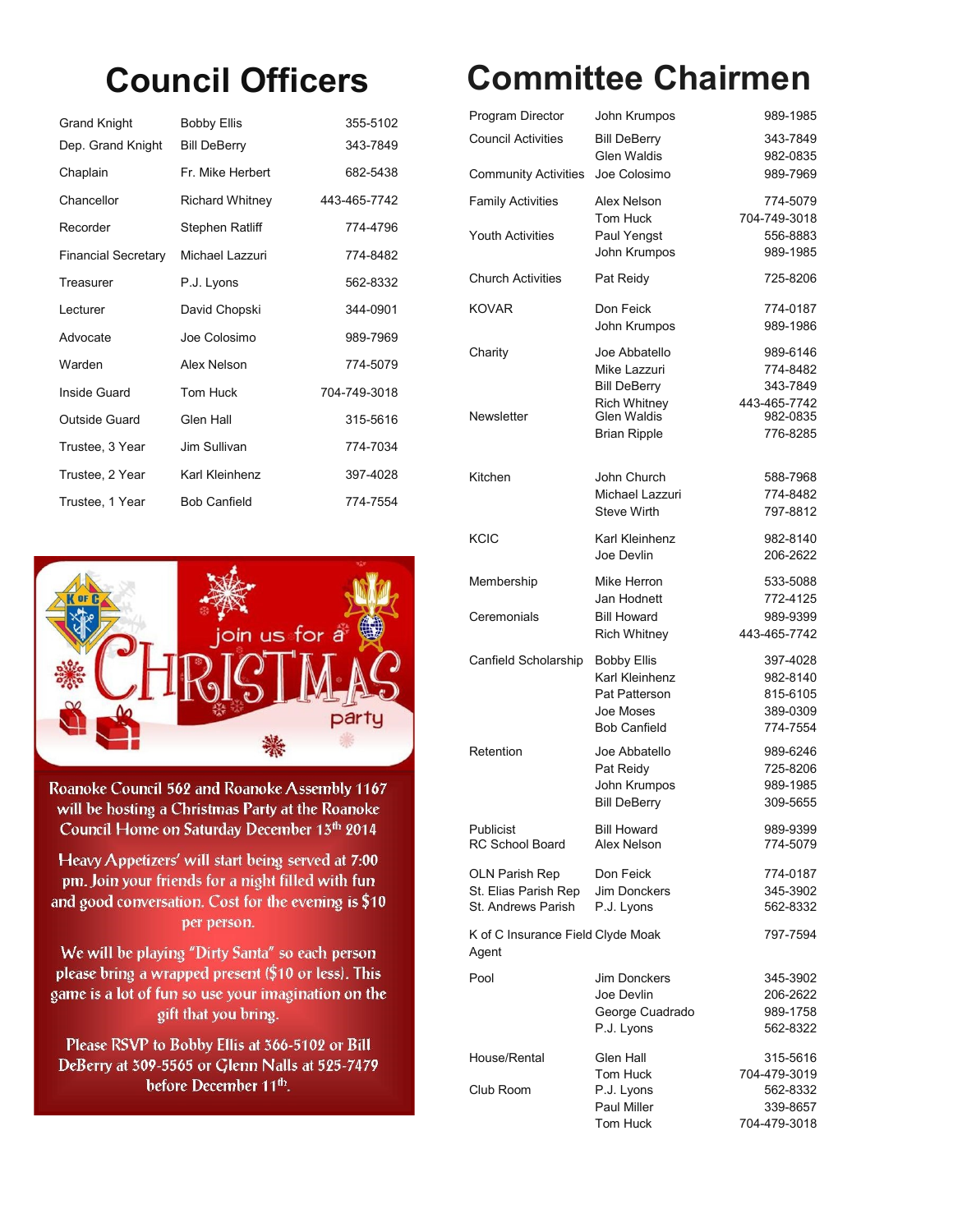# Council Officers

| | | |
|---|---|---|
| Grand Knight | Bobby Ellis | 355-5102 |
| Dep. Grand Knight | Bill DeBerry | 343-7849 |
| Chaplain | Fr. Mike Herbert | 682-5438 |
| Chancellor | Richard Whitney | 443-465-7742 |
| Recorder | Stephen Ratliff | 774-4796 |
| Financial Secretary | Michael Lazzuri | 774-8482 |
| Treasurer | P.J. Lyons | 562-8332 |
| Lecturer | David Chopski | 344-0901 |
| Advocate | Joe Colosimo | 989-7969 |
| Warden | Alex Nelson | 774-5079 |
| Inside Guard | Tom Huck | 704-749-3018 |
| Outside Guard | Glen Hall | 315-5616 |
| Trustee, 3 Year | Jim Sullivan | 774-7034 |
| Trustee, 2 Year | Karl Kleinhenz | 397-4028 |
| Trustee, 1 Year | Bob Canfield | 774-7554 |

join us for a CHRISTMAS party

Roanoke Council 562 and Roanoke Assembly 1167 will be hosting a Christmas Party at the Roanoke Council Home on Saturday December 13th 2014

Heavy Appetizers' will start being served at 7:00 pm. Join your friends for a night filled with fun and good conversation. Cost for the evening is $10 per person.

We will be playing "Dirty Santa" so each person please bring a wrapped present ($10 or less). This game is a lot of fun so use your imagination on the gift that you bring.

Please RSVP to Bobby Ellis at 366-5102 or Bill DeBerry at 309-5565 or Glenn Nalls at 525-7479 before December 11th.

# Committee Chairmen

| | | |
|---|---|---|
| Program Director | John Krumpos | 989-1985 |
| Council Activities | Bill DeBerry | 343-7849 |
| | Glen Waldis | 982-0835 |
| Community Activities | Joe Colosimo | 989-7969 |
| Family Activities | Alex Nelson | 774-5079 |
| | Tom Huck | 704-749-3018 |
| Youth Activities | Paul Yengst | 556-8883 |
| | John Krumpos | 989-1985 |
| Church Activities | Pat Reidy | 725-8206 |
| KOVAR | Don Feick | 774-0187 |
| | John Krumpos | 989-1986 |
| Charity | Joe Abbatello | 989-6146 |
| | Mike Lazzuri | 774-8482 |
| | Bill DeBerry | 343-7849 |
| | Rich Whitney | 443-465-7742 |
| Newsletter | Glen Waldis | 982-0835 |
| | Brian Ripple | 776-8285 |
| Kitchen | John Church | 588-7968 |
| | Michael Lazzuri | 774-8482 |
| | Steve Wirth | 797-8812 |
| KCIC | Karl Kleinhenz | 982-8140 |
| | Joe Devlin | 206-2622 |
| Membership | Mike Herron | 533-5088 |
| | Jan Hodnett | 772-4125 |
| Ceremonials | Bill Howard | 989-9399 |
| | Rich Whitney | 443-465-7742 |
| Canfield Scholarship | Bobby Ellis | 397-4028 |
| | Karl Kleinhenz | 982-8140 |
| | Pat Patterson | 815-6105 |
| | Joe Moses | 389-0309 |
| | Bob Canfield | 774-7554 |
| Retention | Joe Abbatello | 989-6246 |
| | Pat Reidy | 725-8206 |
| | John Krumpos | 989-1985 |
| | Bill DeBerry | 309-5655 |
| Publicist | Bill Howard | 989-9399 |
| RC School Board | Alex Nelson | 774-5079 |
| OLN Parish Rep | Don Feick | 774-0187 |
| St. Elias Parish Rep | Jim Donckers | 345-3902 |
| St. Andrews Parish | P.J. Lyons | 562-8332 |
| K of C Insurance Field Agent | Clyde Moak | 797-7594 |
| Pool | Jim Donckers | 345-3902 |
| | Joe Devlin | 206-2622 |
| | George Cuadrado | 989-1758 |
| | P.J. Lyons | 562-8322 |
| House/Rental | Glen Hall | 315-5616 |
| | Tom Huck | 704-479-3019 |
| Club Room | P.J. Lyons | 562-8332 |
| | Paul Miller | 339-8657 |
| | Tom Huck | 704-479-3018 |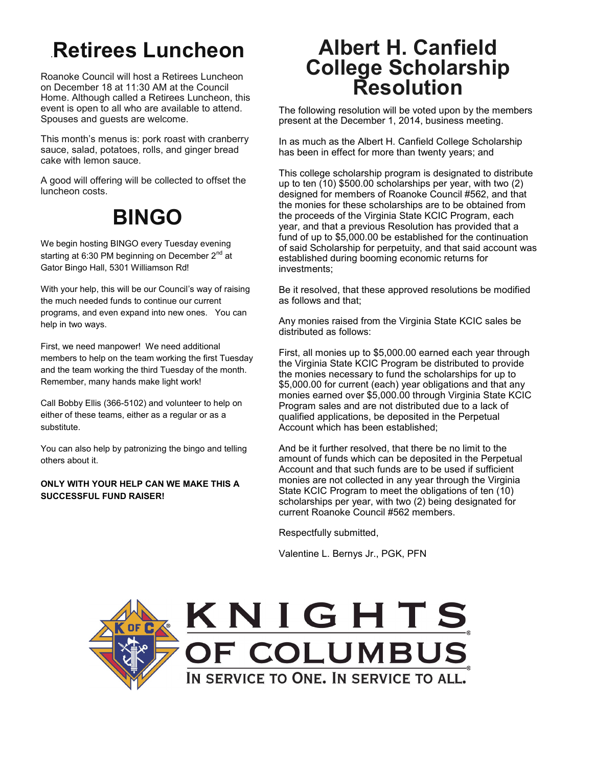# Retirees Luncheon

Roanoke Council will host a Retirees Luncheon on December 18 at 11:30 AM at the Council Home. Although called a Retirees Luncheon, this event is open to all who are available to attend. Spouses and guests are welcome.

This month's menus is: pork roast with cranberry sauce, salad, potatoes, rolls, and ginger bread cake with lemon sauce.

A good will offering will be collected to offset the luncheon costs.

# BINGO

We begin hosting BINGO every Tuesday evening starting at 6:30 PM beginning on December 2nd at Gator Bingo Hall, 5301 Williamson Rd!

With your help, this will be our Council's way of raising the much needed funds to continue our current programs, and even expand into new ones. You can help in two ways.

First, we need manpower! We need additional members to help on the team working the first Tuesday and the team working the third Tuesday of the month. Remember, many hands make light work!

Call Bobby Ellis (366-5102) and volunteer to help on either of these teams, either as a regular or as a substitute.

You can also help by patronizing the bingo and telling others about it.

**ONLY WITH YOUR HELP CAN WE MAKE THIS A SUCCESSFUL FUND RAISER!**

# Albert H. Canfield College Scholarship Resolution

The following resolution will be voted upon by the members present at the December 1, 2014, business meeting.

In as much as the Albert H. Canfield College Scholarship has been in effect for more than twenty years; and

This college scholarship program is designated to distribute up to ten (10) $500.00 scholarships per year, with two (2) designed for members of Roanoke Council #562, and that the monies for these scholarships are to be obtained from the proceeds of the Virginia State KCIC Program, each year, and that a previous Resolution has provided that a fund of up to $5,000.00 be established for the continuation of said Scholarship for perpetuity, and that said account was established during booming economic returns for investments;

Be it resolved, that these approved resolutions be modified as follows and that;

Any monies raised from the Virginia State KCIC sales be distributed as follows:

First, all monies up to $5,000.00 earned each year through the Virginia State KCIC Program be distributed to provide the monies necessary to fund the scholarships for up to $5,000.00 for current (each) year obligations and that any monies earned over $5,000.00 through Virginia State KCIC Program sales and are not distributed due to a lack of qualified applications, be deposited in the Perpetual Account which has been established;

And be it further resolved, that there be no limit to the amount of funds which can be deposited in the Perpetual Account and that such funds are to be used if sufficient monies are not collected in any year through the Virginia State KCIC Program to meet the obligations of ten (10) scholarships per year, with two (2) being designated for current Roanoke Council #562 members.

Respectfully submitted,

Valentine L. Bernys Jr., PGK, PFN

KNIGHTS OF COLUMBUS

IN SERVICE TO ONE. IN SERVICE TO ALL.